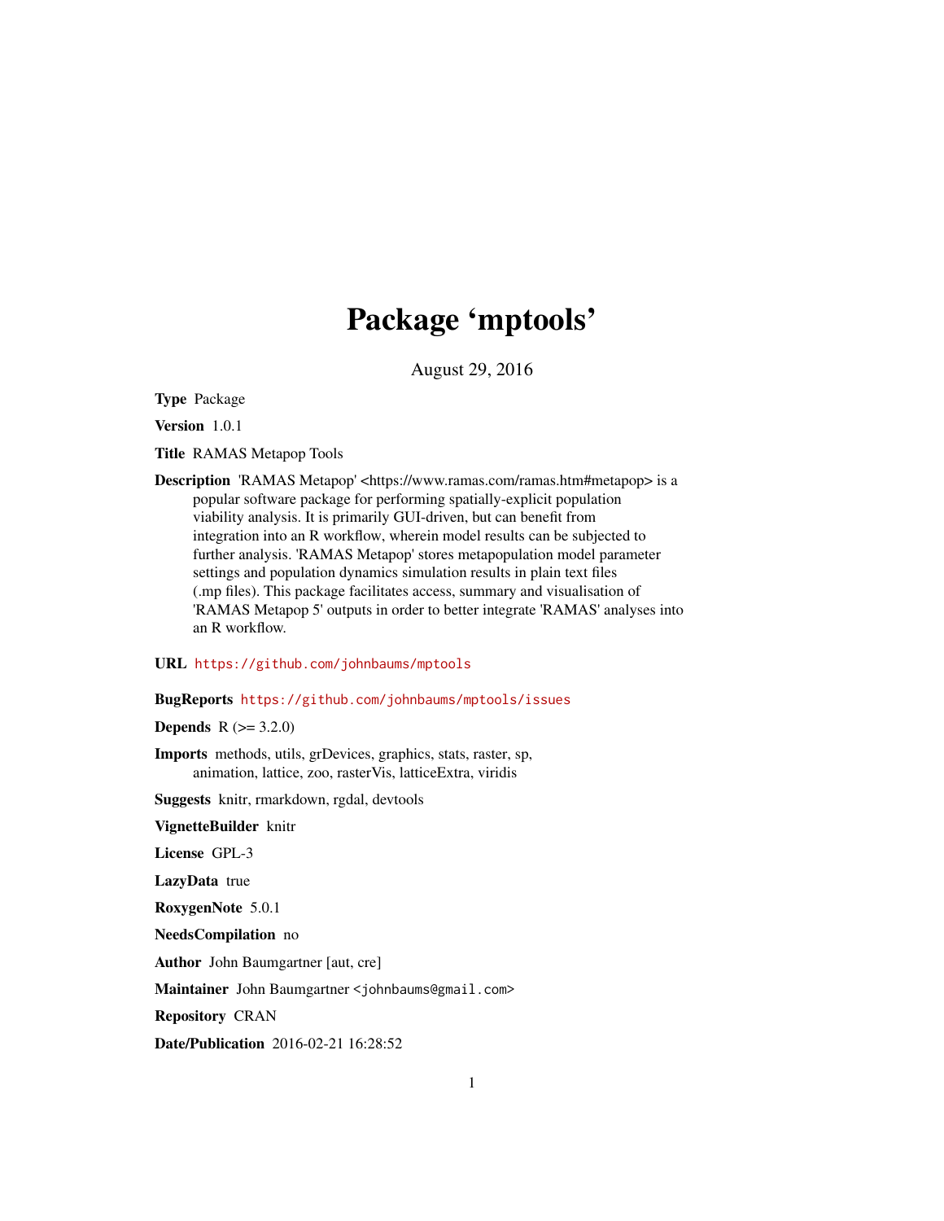# Package 'mptools'

August 29, 2016

**Type** Package

**Version** 1.0.1

**Title** RAMAS Metapop Tools

**Description** 'RAMAS Metapop' <https://www.ramas.com/ramas.htm#metapop> is a popular software package for performing spatially-explicit population viability analysis. It is primarily GUI-driven, but can benefit from integration into an R workflow, wherein model results can be subjected to further analysis. 'RAMAS Metapop' stores metapopulation model parameter settings and population dynamics simulation results in plain text files (.mp files). This package facilitates access, summary and visualisation of 'RAMAS Metapop 5' outputs in order to better integrate 'RAMAS' analyses into an R workflow.

**URL** https://github.com/johnbaums/mptools

**BugReports** https://github.com/johnbaums/mptools/issues

**Depends** R (>= 3.2.0)

**Imports** methods, utils, grDevices, graphics, stats, raster, sp, animation, lattice, zoo, rasterVis, latticeExtra, viridis

**Suggests** knitr, rmarkdown, rgdal, devtools

**VignetteBuilder** knitr

**License** GPL-3

**LazyData** true

**RoxygenNote** 5.0.1

**NeedsCompilation** no

**Author** John Baumgartner [aut, cre]

**Maintainer** John Baumgartner <johnbaums@gmail.com>

**Repository** CRAN

**Date/Publication** 2016-02-21 16:28:52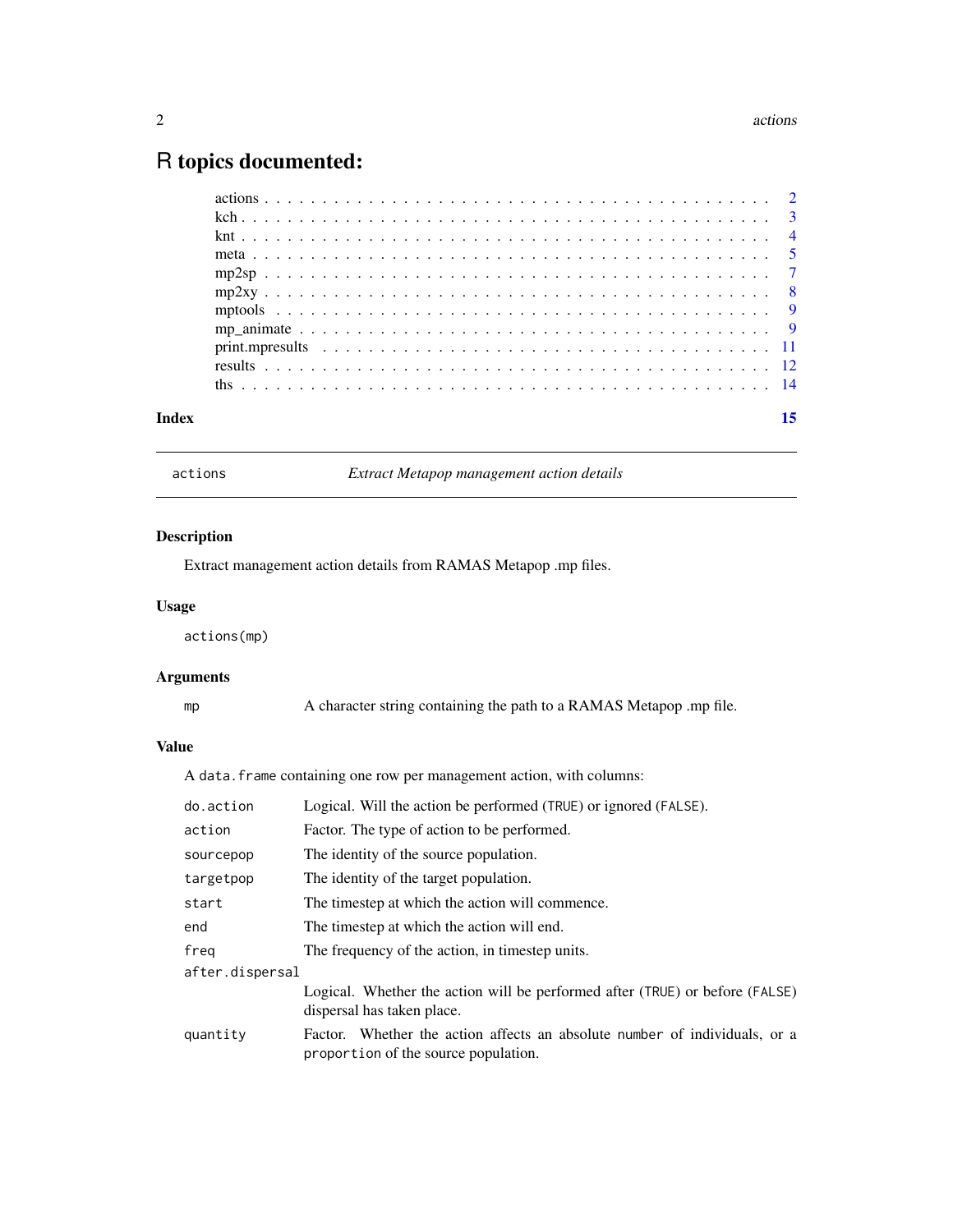# R topics documented:

- actions . . . . . . . . . . . . . . . . . . . . . . . . . . . . . . . . . . . . . . . . . . 2
- kch . . . . . . . . . . . . . . . . . . . . . . . . . . . . . . . . . . . . . . . . . . . . 3
- knt . . . . . . . . . . . . . . . . . . . . . . . . . . . . . . . . . . . . . . . . . . . . 4
- meta . . . . . . . . . . . . . . . . . . . . . . . . . . . . . . . . . . . . . . . . . . . 5
- mp2sp . . . . . . . . . . . . . . . . . . . . . . . . . . . . . . . . . . . . . . . . . . 7
- mp2xy . . . . . . . . . . . . . . . . . . . . . . . . . . . . . . . . . . . . . . . . . . 8
- mptools . . . . . . . . . . . . . . . . . . . . . . . . . . . . . . . . . . . . . . . . . 9
- mp_animate . . . . . . . . . . . . . . . . . . . . . . . . . . . . . . . . . . . . . . . 9
- print.mpresults . . . . . . . . . . . . . . . . . . . . . . . . . . . . . . . . . . . . . 11
- results . . . . . . . . . . . . . . . . . . . . . . . . . . . . . . . . . . . . . . . . . 12
- ths . . . . . . . . . . . . . . . . . . . . . . . . . . . . . . . . . . . . . . . . . . . . 14

**Index** 15

---

## actions — *Extract Metapop management action details*

### Description

Extract management action details from RAMAS Metapop .mp files.

### Usage

```
actions(mp)
```

### Arguments

| | |
|---|---|
| `mp` | A character string containing the path to a RAMAS Metapop .mp file. |

### Value

A `data.frame` containing one row per management action, with columns:

| | |
|---|---|
| `do.action` | Logical. Will the action be performed (`TRUE`) or ignored (`FALSE`). |
| `action` | Factor. The type of action to be performed. |
| `sourcepop` | The identity of the source population. |
| `targetpop` | The identity of the target population. |
| `start` | The timestep at which the action will commence. |
| `end` | The timestep at which the action will end. |
| `freq` | The frequency of the action, in timestep units. |
| `after.dispersal` | Logical. Whether the action will be performed after (`TRUE`) or before (`FALSE`) dispersal has taken place. |
| `quantity` | Factor. Whether the action affects an absolute `number` of individuals, or a `proportion` of the source population. |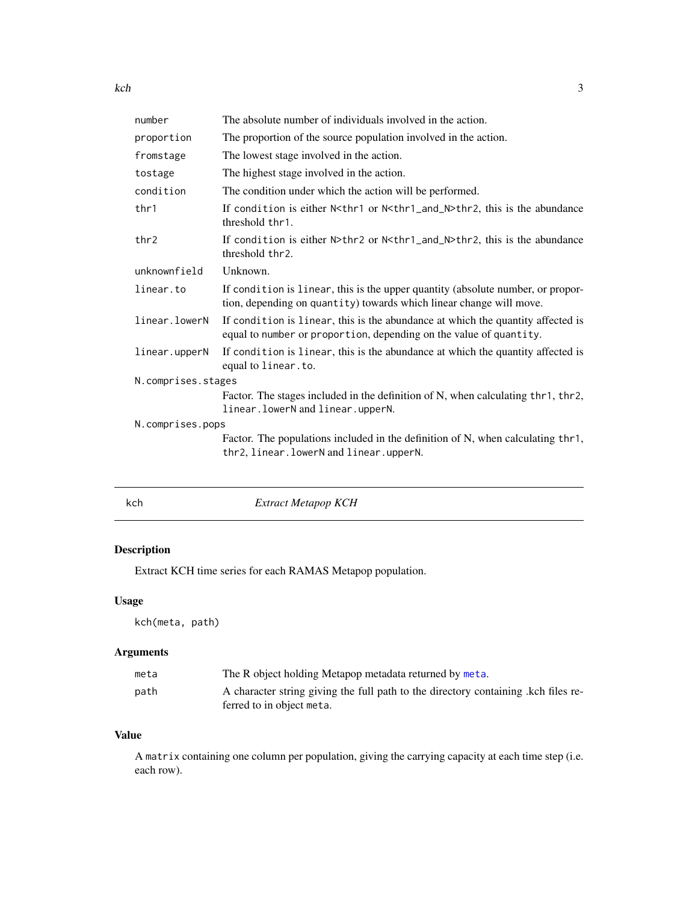| | |
|---|---|
| `number` | The absolute number of individuals involved in the action. |
| `proportion` | The proportion of the source population involved in the action. |
| `fromstage` | The lowest stage involved in the action. |
| `tostage` | The highest stage involved in the action. |
| `condition` | The condition under which the action will be performed. |
| `thr1` | If `condition` is either `N<thr1` or `N<thr1_and_N>thr2`, this is the abundance threshold `thr1`. |
| `thr2` | If `condition` is either `N>thr2` or `N<thr1_and_N>thr2`, this is the abundance threshold `thr2`. |
| `unknownfield` | Unknown. |
| `linear.to` | If `condition` is `linear`, this is the upper quantity (absolute number, or proportion, depending on `quantity`) towards which linear change will move. |
| `linear.lowerN` | If `condition` is `linear`, this is the abundance at which the quantity affected is equal to `number` or `proportion`, depending on the value of `quantity`. |
| `linear.upperN` | If `condition` is `linear`, this is the abundance at which the quantity affected is equal to `linear.to`. |
| `N.comprises.stages` | Factor. The stages included in the definition of N, when calculating `thr1`, `thr2`, `linear.lowerN` and `linear.upperN`. |
| `N.comprises.pops` | Factor. The populations included in the definition of N, when calculating `thr1`, `thr2`, `linear.lowerN` and `linear.upperN`. |

---

`kch` *Extract Metapop KCH*

---

## Description

Extract KCH time series for each RAMAS Metapop population.

## Usage

```
kch(meta, path)
```

## Arguments

| | |
|---|---|
| `meta` | The R object holding Metapop metadata returned by `meta`. |
| `path` | A character string giving the full path to the directory containing .kch files referred to in object `meta`. |

## Value

A `matrix` containing one column per population, giving the carrying capacity at each time step (i.e. each row).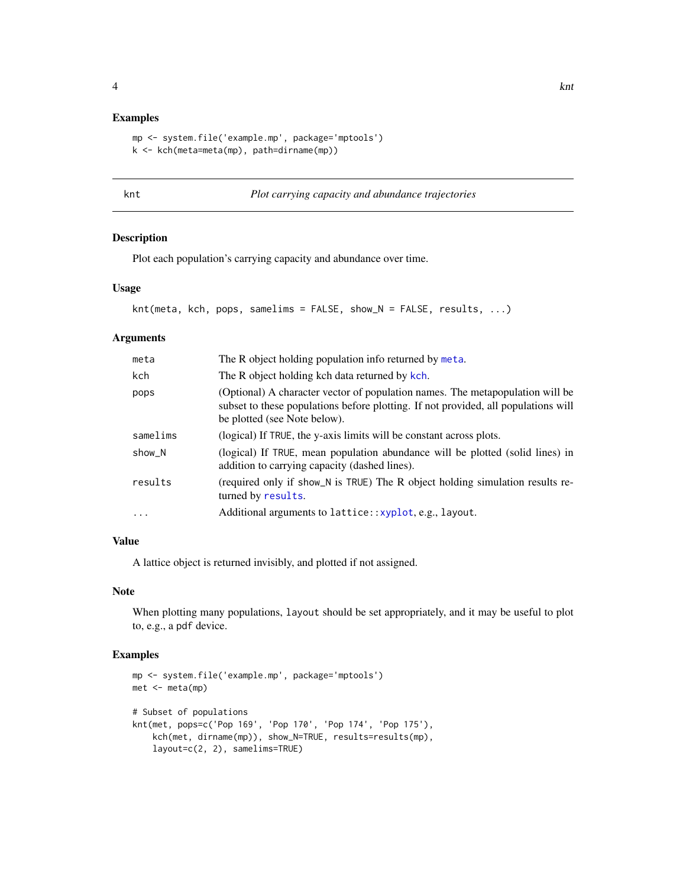## Examples

```
mp <- system.file('example.mp', package='mptools')
k <- kch(meta=meta(mp), path=dirname(mp))
```

---

## knt — *Plot carrying capacity and abundance trajectories*

### Description

Plot each population's carrying capacity and abundance over time.

### Usage

```
knt(meta, kch, pops, samelims = FALSE, show_N = FALSE, results, ...)
```

### Arguments

| | |
|---|---|
| `meta` | The R object holding population info returned by `meta`. |
| `kch` | The R object holding kch data returned by `kch`. |
| `pops` | (Optional) A character vector of population names. The metapopulation will be subset to these populations before plotting. If not provided, all populations will be plotted (see Note below). |
| `samelims` | (logical) If `TRUE`, the y-axis limits will be constant across plots. |
| `show_N` | (logical) If `TRUE`, mean population abundance will be plotted (solid lines) in addition to carrying capacity (dashed lines). |
| `results` | (required only if `show_N` is `TRUE`) The R object holding simulation results returned by `results`. |
| `...` | Additional arguments to `lattice::xyplot`, e.g., `layout`. |

### Value

A lattice object is returned invisibly, and plotted if not assigned.

### Note

When plotting many populations, `layout` should be set appropriately, and it may be useful to plot to, e.g., a `pdf` device.

### Examples

```
mp <- system.file('example.mp', package='mptools')
met <- meta(mp)

# Subset of populations
knt(met, pops=c('Pop 169', 'Pop 170', 'Pop 174', 'Pop 175'),
    kch(met, dirname(mp)), show_N=TRUE, results=results(mp),
    layout=c(2, 2), samelims=TRUE)
```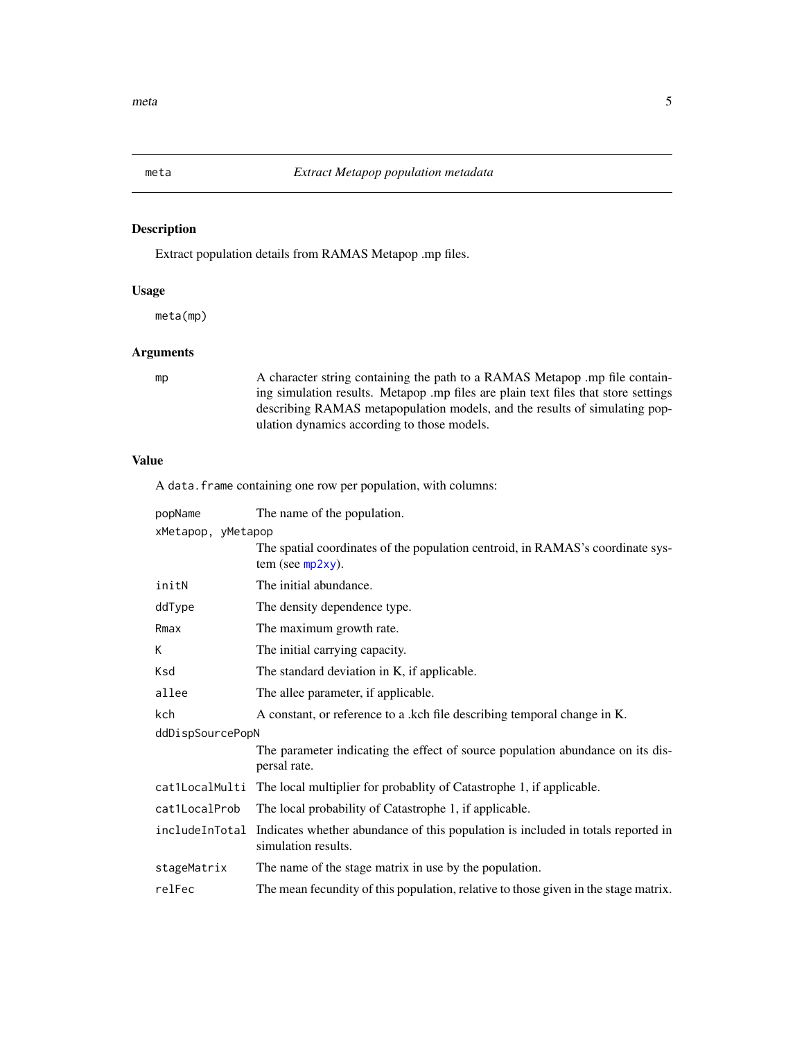## meta — *Extract Metapop population metadata*

### Description

Extract population details from RAMAS Metapop .mp files.

### Usage

```
meta(mp)
```

### Arguments

| | |
|---|---|
| `mp` | A character string containing the path to a RAMAS Metapop .mp file containing simulation results. Metapop .mp files are plain text files that store settings describing RAMAS metapopulation models, and the results of simulating population dynamics according to those models. |

### Value

A `data.frame` containing one row per population, with columns:

| | |
|---|---|
| `popName` | The name of the population. |
| `xMetapop, yMetapop` | The spatial coordinates of the population centroid, in RAMAS's coordinate system (see `mp2xy`). |
| `initN` | The initial abundance. |
| `ddType` | The density dependence type. |
| `Rmax` | The maximum growth rate. |
| `K` | The initial carrying capacity. |
| `Ksd` | The standard deviation in K, if applicable. |
| `allee` | The allee parameter, if applicable. |
| `kch` | A constant, or reference to a .kch file describing temporal change in K. |
| `ddDispSourcePopN` | The parameter indicating the effect of source population abundance on its dispersal rate. |
| `cat1LocalMulti` | The local multiplier for probablity of Catastrophe 1, if applicable. |
| `cat1LocalProb` | The local probability of Catastrophe 1, if applicable. |
| `includeInTotal` | Indicates whether abundance of this population is included in totals reported in simulation results. |
| `stageMatrix` | The name of the stage matrix in use by the population. |
| `relFec` | The mean fecundity of this population, relative to those given in the stage matrix. |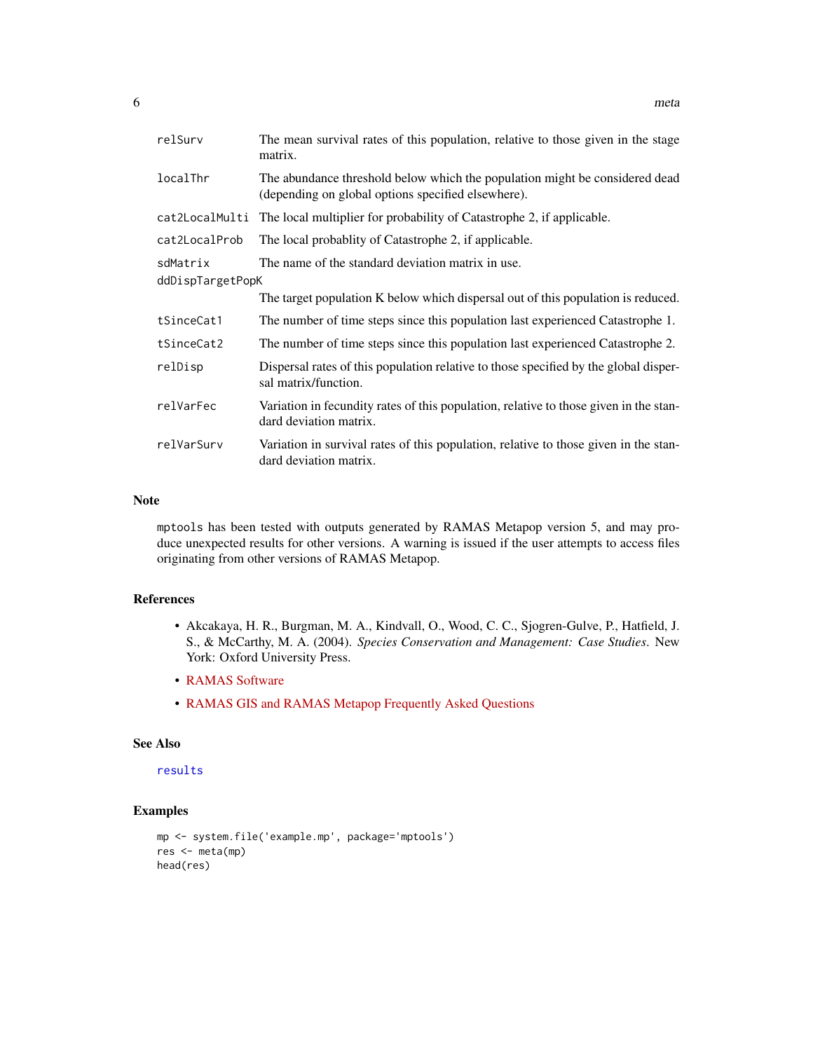| | |
|---|---|
| `relSurv` | The mean survival rates of this population, relative to those given in the stage matrix. |
| `localThr` | The abundance threshold below which the population might be considered dead (depending on global options specified elsewhere). |
| `cat2LocalMulti` | The local multiplier for probability of Catastrophe 2, if applicable. |
| `cat2LocalProb` | The local probablity of Catastrophe 2, if applicable. |
| `sdMatrix` | The name of the standard deviation matrix in use. |
| `ddDispTargetPopK` | The target population K below which dispersal out of this population is reduced. |
| `tSinceCat1` | The number of time steps since this population last experienced Catastrophe 1. |
| `tSinceCat2` | The number of time steps since this population last experienced Catastrophe 2. |
| `relDisp` | Dispersal rates of this population relative to those specified by the global dispersal matrix/function. |
| `relVarFec` | Variation in fecundity rates of this population, relative to those given in the standard deviation matrix. |
| `relVarSurv` | Variation in survival rates of this population, relative to those given in the standard deviation matrix. |

## Note

`mptools` has been tested with outputs generated by RAMAS Metapop version 5, and may produce unexpected results for other versions. A warning is issued if the user attempts to access files originating from other versions of RAMAS Metapop.

## References

- Akcakaya, H. R., Burgman, M. A., Kindvall, O., Wood, C. C., Sjogren-Gulve, P., Hatfield, J. S., & McCarthy, M. A. (2004). *Species Conservation and Management: Case Studies*. New York: Oxford University Press.
- RAMAS Software
- RAMAS GIS and RAMAS Metapop Frequently Asked Questions

## See Also

`results`

## Examples

```
mp <- system.file('example.mp', package='mptools')
res <- meta(mp)
head(res)
```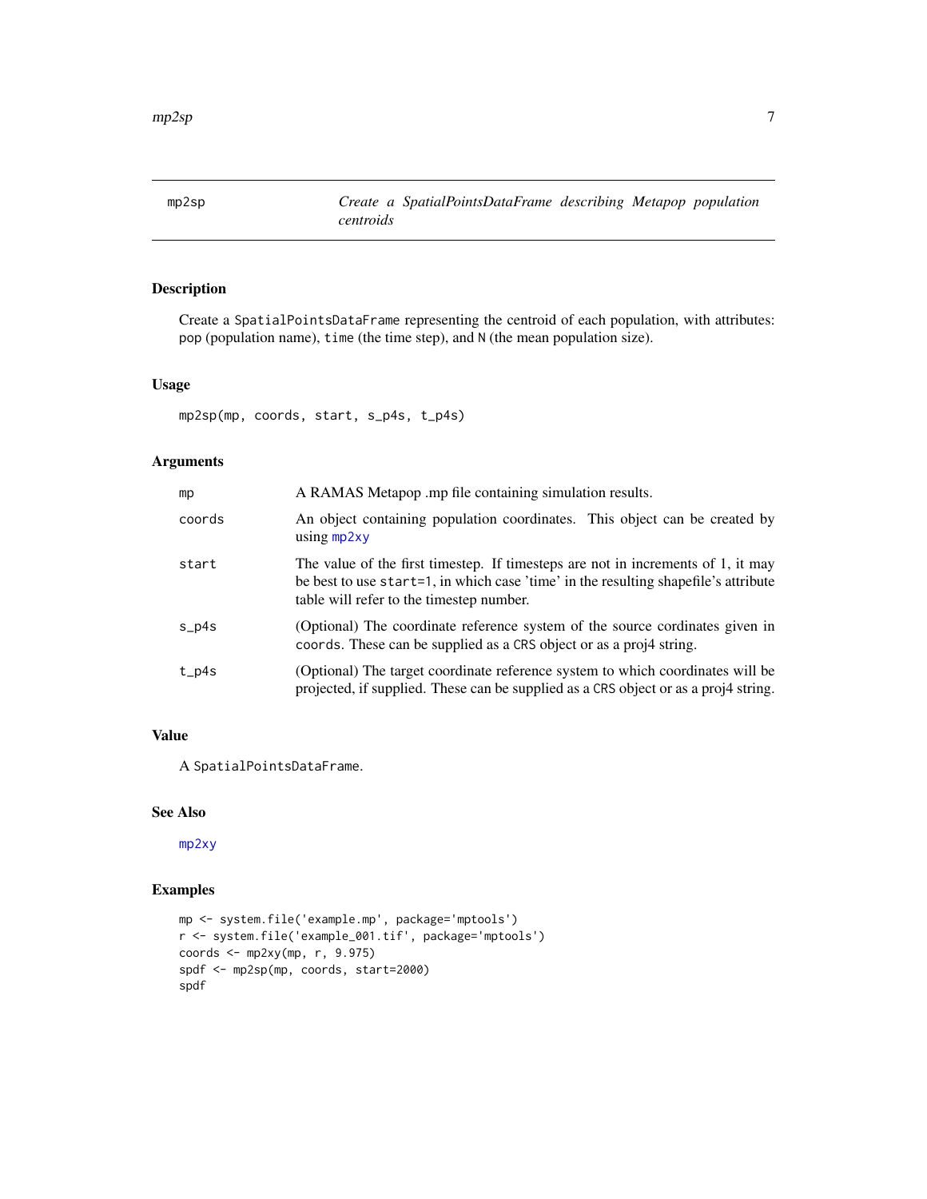# mp2sp — *Create a SpatialPointsDataFrame describing Metapop population centroids*

## Description

Create a `SpatialPointsDataFrame` representing the centroid of each population, with attributes: `pop` (population name), `time` (the time step), and `N` (the mean population size).

## Usage

```
mp2sp(mp, coords, start, s_p4s, t_p4s)
```

## Arguments

| | |
|---|---|
| `mp` | A RAMAS Metapop .mp file containing simulation results. |
| `coords` | An object containing population coordinates. This object can be created by using `mp2xy` |
| `start` | The value of the first timestep. If timesteps are not in increments of 1, it may be best to use `start=1`, in which case 'time' in the resulting shapefile's attribute table will refer to the timestep number. |
| `s_p4s` | (Optional) The coordinate reference system of the source cordinates given in `coords`. These can be supplied as a `CRS` object or as a proj4 string. |
| `t_p4s` | (Optional) The target coordinate reference system to which coordinates will be projected, if supplied. These can be supplied as a `CRS` object or as a proj4 string. |

## Value

A `SpatialPointsDataFrame`.

## See Also

`mp2xy`

## Examples

```
mp <- system.file('example.mp', package='mptools')
r <- system.file('example_001.tif', package='mptools')
coords <- mp2xy(mp, r, 9.975)
spdf <- mp2sp(mp, coords, start=2000)
spdf
```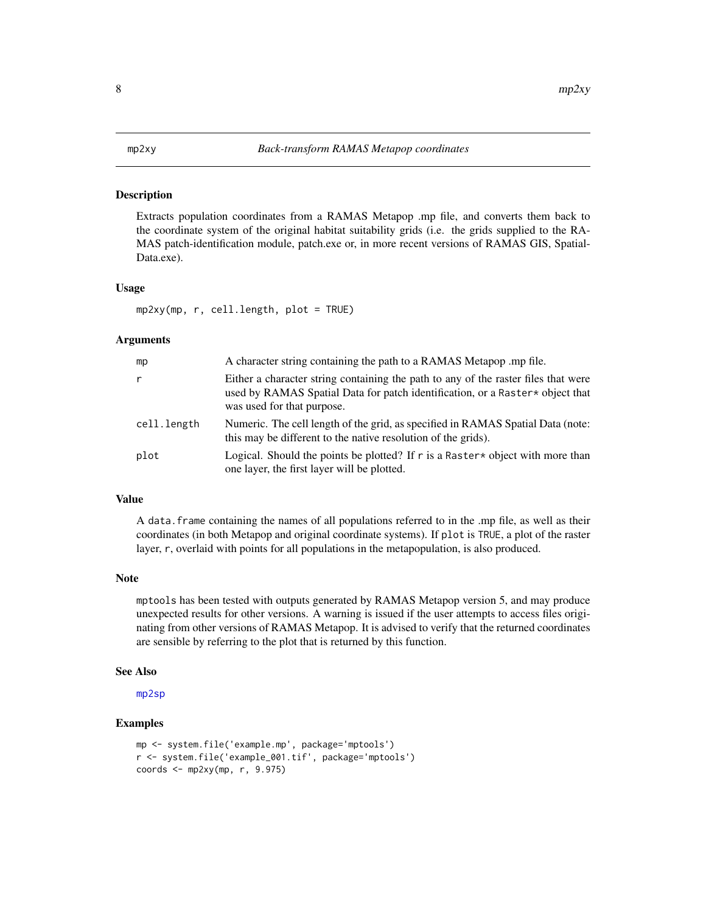# mp2xy — *Back-transform RAMAS Metapop coordinates*

## Description

Extracts population coordinates from a RAMAS Metapop .mp file, and converts them back to the coordinate system of the original habitat suitability grids (i.e. the grids supplied to the RAMAS patch-identification module, patch.exe or, in more recent versions of RAMAS GIS, SpatialData.exe).

## Usage

```
mp2xy(mp, r, cell.length, plot = TRUE)
```

## Arguments

| | |
|---|---|
| `mp` | A character string containing the path to a RAMAS Metapop .mp file. |
| `r` | Either a character string containing the path to any of the raster files that were used by RAMAS Spatial Data for patch identification, or a `Raster*` object that was used for that purpose. |
| `cell.length` | Numeric. The cell length of the grid, as specified in RAMAS Spatial Data (note: this may be different to the native resolution of the grids). |
| `plot` | Logical. Should the points be plotted? If `r` is a `Raster*` object with more than one layer, the first layer will be plotted. |

## Value

A `data.frame` containing the names of all populations referred to in the .mp file, as well as their coordinates (in both Metapop and original coordinate systems). If `plot` is `TRUE`, a plot of the raster layer, `r`, overlaid with points for all populations in the metapopulation, is also produced.

## Note

`mptools` has been tested with outputs generated by RAMAS Metapop version 5, and may produce unexpected results for other versions. A warning is issued if the user attempts to access files originating from other versions of RAMAS Metapop. It is advised to verify that the returned coordinates are sensible by referring to the plot that is returned by this function.

## See Also

`mp2sp`

## Examples

```
mp <- system.file('example.mp', package='mptools')
r <- system.file('example_001.tif', package='mptools')
coords <- mp2xy(mp, r, 9.975)
```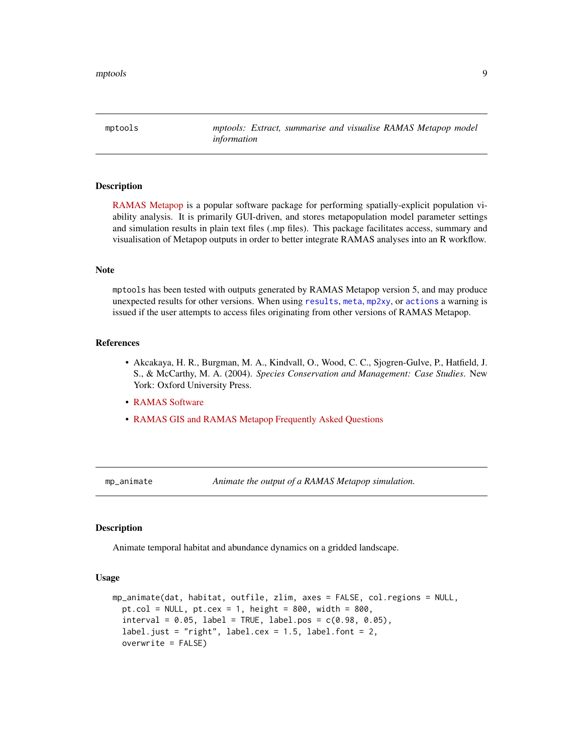## mptools — *mptools: Extract, summarise and visualise RAMAS Metapop model information*

### Description

RAMAS Metapop is a popular software package for performing spatially-explicit population viability analysis. It is primarily GUI-driven, and stores metapopulation model parameter settings and simulation results in plain text files (.mp files). This package facilitates access, summary and visualisation of Metapop outputs in order to better integrate RAMAS analyses into an R workflow.

### Note

`mptools` has been tested with outputs generated by RAMAS Metapop version 5, and may produce unexpected results for other versions. When using `results`, `meta`, `mp2xy`, or `actions` a warning is issued if the user attempts to access files originating from other versions of RAMAS Metapop.

### References

- Akcakaya, H. R., Burgman, M. A., Kindvall, O., Wood, C. C., Sjogren-Gulve, P., Hatfield, J. S., & McCarthy, M. A. (2004). *Species Conservation and Management: Case Studies*. New York: Oxford University Press.
- RAMAS Software
- RAMAS GIS and RAMAS Metapop Frequently Asked Questions

## mp_animate — *Animate the output of a RAMAS Metapop simulation.*

### Description

Animate temporal habitat and abundance dynamics on a gridded landscape.

### Usage

```
mp_animate(dat, habitat, outfile, zlim, axes = FALSE, col.regions = NULL,
  pt.col = NULL, pt.cex = 1, height = 800, width = 800,
  interval = 0.05, label = TRUE, label.pos = c(0.98, 0.05),
  label.just = "right", label.cex = 1.5, label.font = 2,
  overwrite = FALSE)
```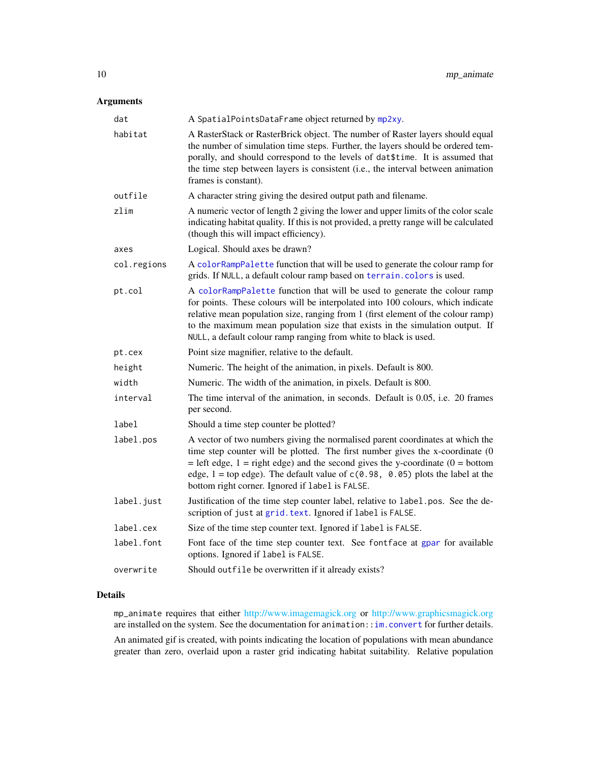## Arguments

| | |
|---|---|
| dat | A SpatialPointsDataFrame object returned by mp2xy. |
| habitat | A RasterStack or RasterBrick object. The number of Raster layers should equal the number of simulation time steps. Further, the layers should be ordered temporally, and should correspond to the levels of dat$time. It is assumed that the time step between layers is consistent (i.e., the interval between animation frames is constant). |
| outfile | A character string giving the desired output path and filename. |
| zlim | A numeric vector of length 2 giving the lower and upper limits of the color scale indicating habitat quality. If this is not provided, a pretty range will be calculated (though this will impact efficiency). |
| axes | Logical. Should axes be drawn? |
| col.regions | A colorRampPalette function that will be used to generate the colour ramp for grids. If NULL, a default colour ramp based on terrain.colors is used. |
| pt.col | A colorRampPalette function that will be used to generate the colour ramp for points. These colours will be interpolated into 100 colours, which indicate relative mean population size, ranging from 1 (first element of the colour ramp) to the maximum mean population size that exists in the simulation output. If NULL, a default colour ramp ranging from white to black is used. |
| pt.cex | Point size magnifier, relative to the default. |
| height | Numeric. The height of the animation, in pixels. Default is 800. |
| width | Numeric. The width of the animation, in pixels. Default is 800. |
| interval | The time interval of the animation, in seconds. Default is 0.05, i.e. 20 frames per second. |
| label | Should a time step counter be plotted? |
| label.pos | A vector of two numbers giving the normalised parent coordinates at which the time step counter will be plotted. The first number gives the x-coordinate (0 = left edge, 1 = right edge) and the second gives the y-coordinate (0 = bottom edge, 1 = top edge). The default value of c(0.98, 0.05) plots the label at the bottom right corner. Ignored if label is FALSE. |
| label.just | Justification of the time step counter label, relative to label.pos. See the description of just at grid.text. Ignored if label is FALSE. |
| label.cex | Size of the time step counter text. Ignored if label is FALSE. |
| label.font | Font face of the time step counter text. See fontface at gpar for available options. Ignored if label is FALSE. |
| overwrite | Should outfile be overwritten if it already exists? |

## Details

mp_animate requires that either http://www.imagemagick.org or http://www.graphicsmagick.org are installed on the system. See the documentation for animation::im.convert for further details.

An animated gif is created, with points indicating the location of populations with mean abundance greater than zero, overlaid upon a raster grid indicating habitat suitability. Relative population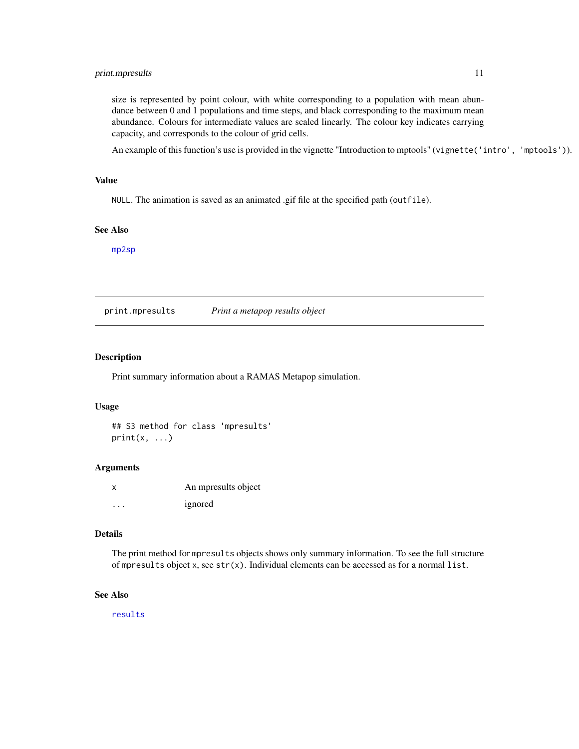size is represented by point colour, with white corresponding to a population with mean abundance between 0 and 1 populations and time steps, and black corresponding to the maximum mean abundance. Colours for intermediate values are scaled linearly. The colour key indicates carrying capacity, and corresponds to the colour of grid cells.

An example of this function's use is provided in the vignette "Introduction to mptools" (`vignette('intro', 'mptools')`).

### Value

`NULL`. The animation is saved as an animated .gif file at the specified path (`outfile`).

### See Also

`mp2sp`

---

## `print.mpresults` *Print a metapop results object*

---

### Description

Print summary information about a RAMAS Metapop simulation.

### Usage

```
## S3 method for class 'mpresults'
print(x, ...)
```

### Arguments

| | |
|---|---|
| `x` | An mpresults object |
| `...` | ignored |

### Details

The print method for `mpresults` objects shows only summary information. To see the full structure of `mpresults` object `x`, see `str(x)`. Individual elements can be accessed as for a normal `list`.

### See Also

`results`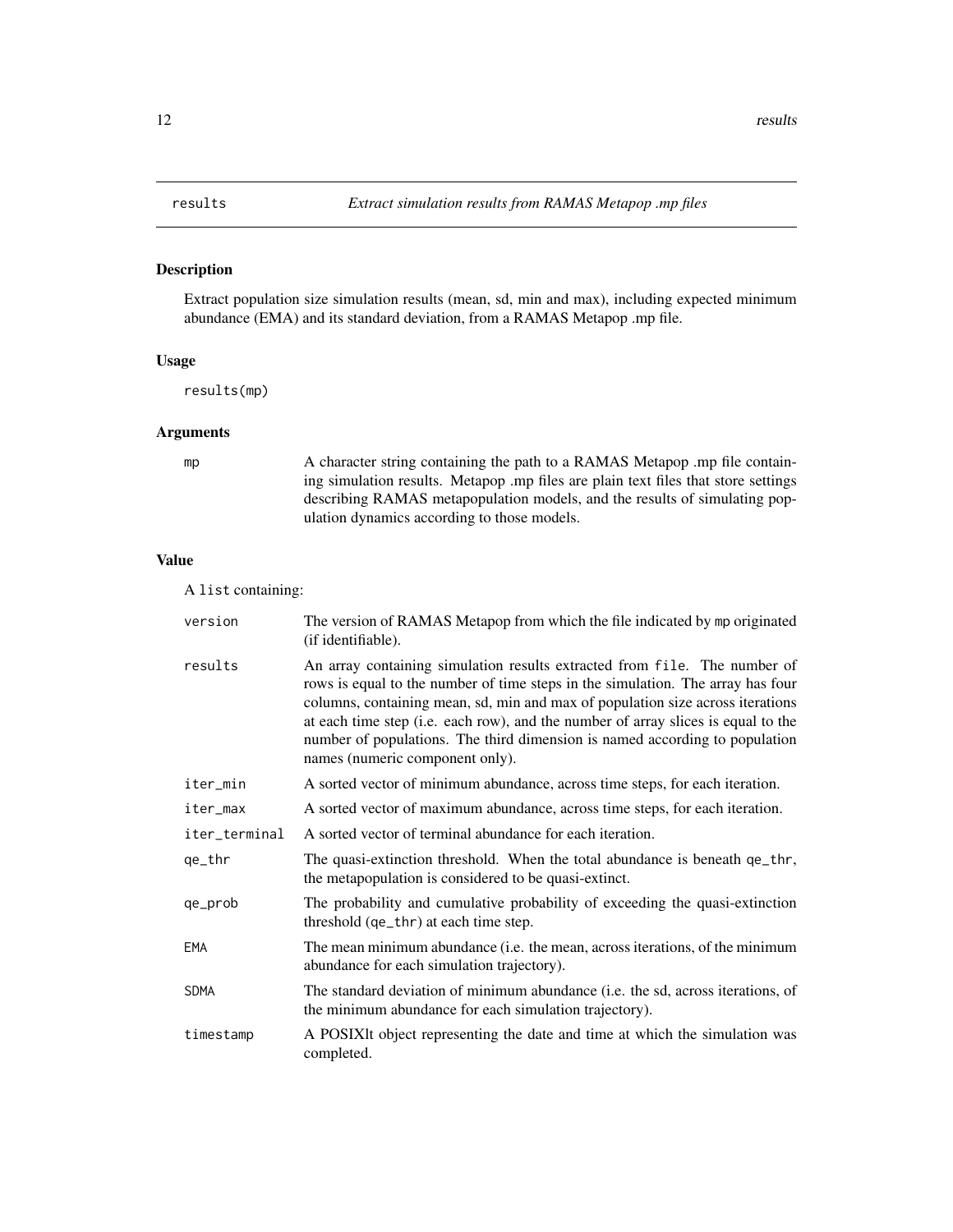## results — *Extract simulation results from RAMAS Metapop .mp files*

### Description

Extract population size simulation results (mean, sd, min and max), including expected minimum abundance (EMA) and its standard deviation, from a RAMAS Metapop .mp file.

### Usage

```
results(mp)
```

### Arguments

| | |
|---|---|
| mp | A character string containing the path to a RAMAS Metapop .mp file containing simulation results. Metapop .mp files are plain text files that store settings describing RAMAS metapopulation models, and the results of simulating population dynamics according to those models. |

### Value

A `list` containing:

| | |
|---|---|
| version | The version of RAMAS Metapop from which the file indicated by `mp` originated (if identifiable). |
| results | An array containing simulation results extracted from `file`. The number of rows is equal to the number of time steps in the simulation. The array has four columns, containing mean, sd, min and max of population size across iterations at each time step (i.e. each row), and the number of array slices is equal to the number of populations. The third dimension is named according to population names (numeric component only). |
| iter_min | A sorted vector of minimum abundance, across time steps, for each iteration. |
| iter_max | A sorted vector of maximum abundance, across time steps, for each iteration. |
| iter_terminal | A sorted vector of terminal abundance for each iteration. |
| qe_thr | The quasi-extinction threshold. When the total abundance is beneath `qe_thr`, the metapopulation is considered to be quasi-extinct. |
| qe_prob | The probability and cumulative probability of exceeding the quasi-extinction threshold (`qe_thr`) at each time step. |
| EMA | The mean minimum abundance (i.e. the mean, across iterations, of the minimum abundance for each simulation trajectory). |
| SDMA | The standard deviation of minimum abundance (i.e. the sd, across iterations, of the minimum abundance for each simulation trajectory). |
| timestamp | A POSIXlt object representing the date and time at which the simulation was completed. |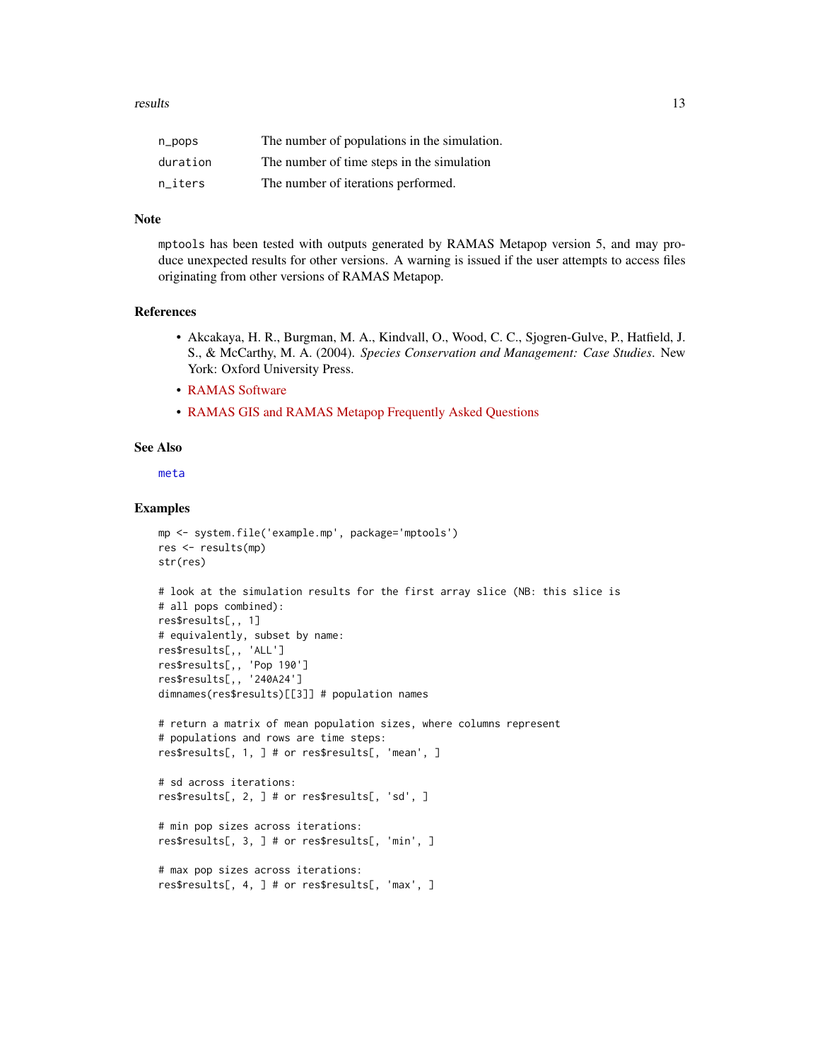| | |
|---|---|
| n_pops | The number of populations in the simulation. |
| duration | The number of time steps in the simulation |
| n_iters | The number of iterations performed. |

## Note

mptools has been tested with outputs generated by RAMAS Metapop version 5, and may produce unexpected results for other versions. A warning is issued if the user attempts to access files originating from other versions of RAMAS Metapop.

## References

- Akcakaya, H. R., Burgman, M. A., Kindvall, O., Wood, C. C., Sjogren-Gulve, P., Hatfield, J. S., & McCarthy, M. A. (2004). *Species Conservation and Management: Case Studies*. New York: Oxford University Press.
- RAMAS Software
- RAMAS GIS and RAMAS Metapop Frequently Asked Questions

## See Also

meta

## Examples

```
mp <- system.file('example.mp', package='mptools')
res <- results(mp)
str(res)

# look at the simulation results for the first array slice (NB: this slice is
# all pops combined):
res$results[,, 1]
# equivalently, subset by name:
res$results[,, 'ALL']
res$results[,, 'Pop 190']
res$results[,, '240A24']
dimnames(res$results)[[3]] # population names

# return a matrix of mean population sizes, where columns represent
# populations and rows are time steps:
res$results[, 1, ] # or res$results[, 'mean', ]

# sd across iterations:
res$results[, 2, ] # or res$results[, 'sd', ]

# min pop sizes across iterations:
res$results[, 3, ] # or res$results[, 'min', ]

# max pop sizes across iterations:
res$results[, 4, ] # or res$results[, 'max', ]
```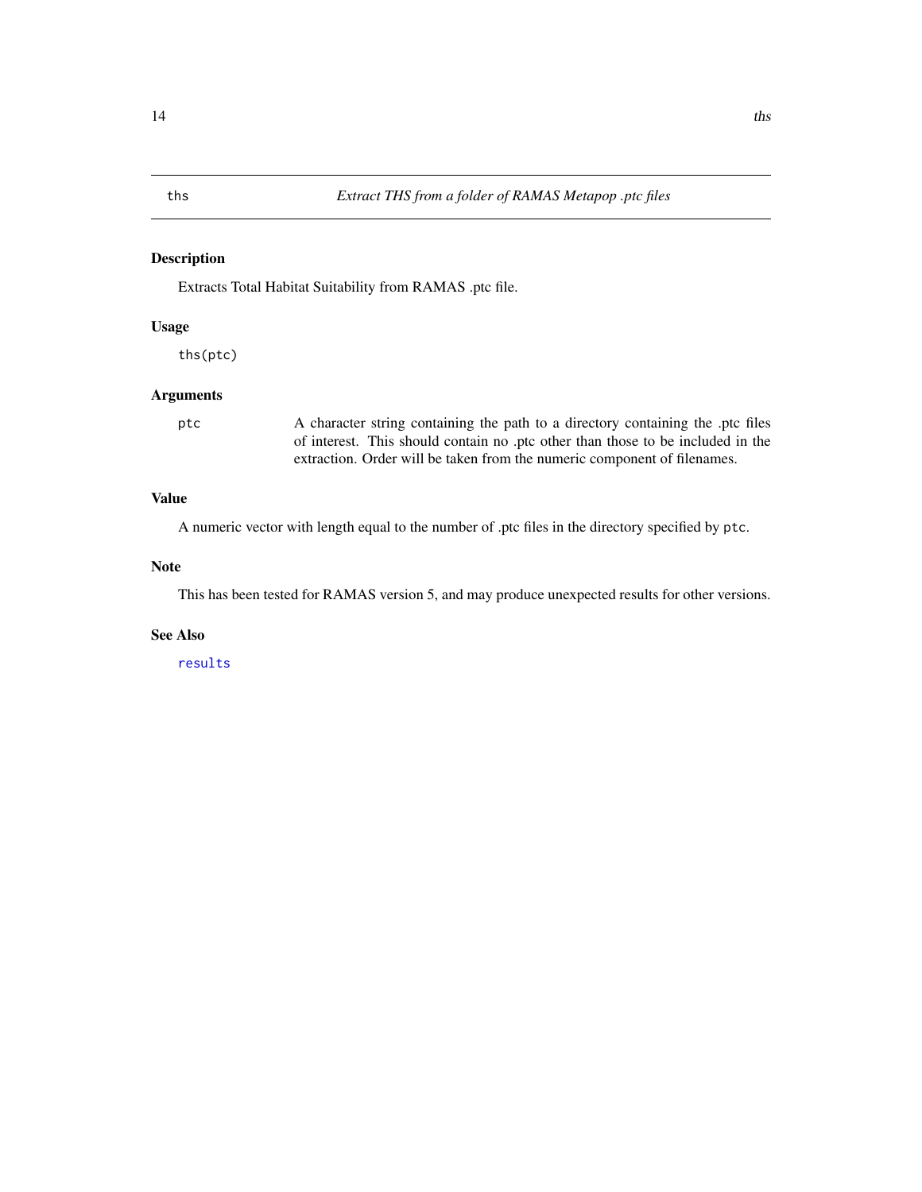# ths — *Extract THS from a folder of RAMAS Metapop .ptc files*

## Description

Extracts Total Habitat Suitability from RAMAS .ptc file.

## Usage

```
ths(ptc)
```

## Arguments

| | |
|---|---|
| `ptc` | A character string containing the path to a directory containing the .ptc files of interest. This should contain no .ptc other than those to be included in the extraction. Order will be taken from the numeric component of filenames. |

## Value

A numeric vector with length equal to the number of .ptc files in the directory specified by `ptc`.

## Note

This has been tested for RAMAS version 5, and may produce unexpected results for other versions.

## See Also

`results`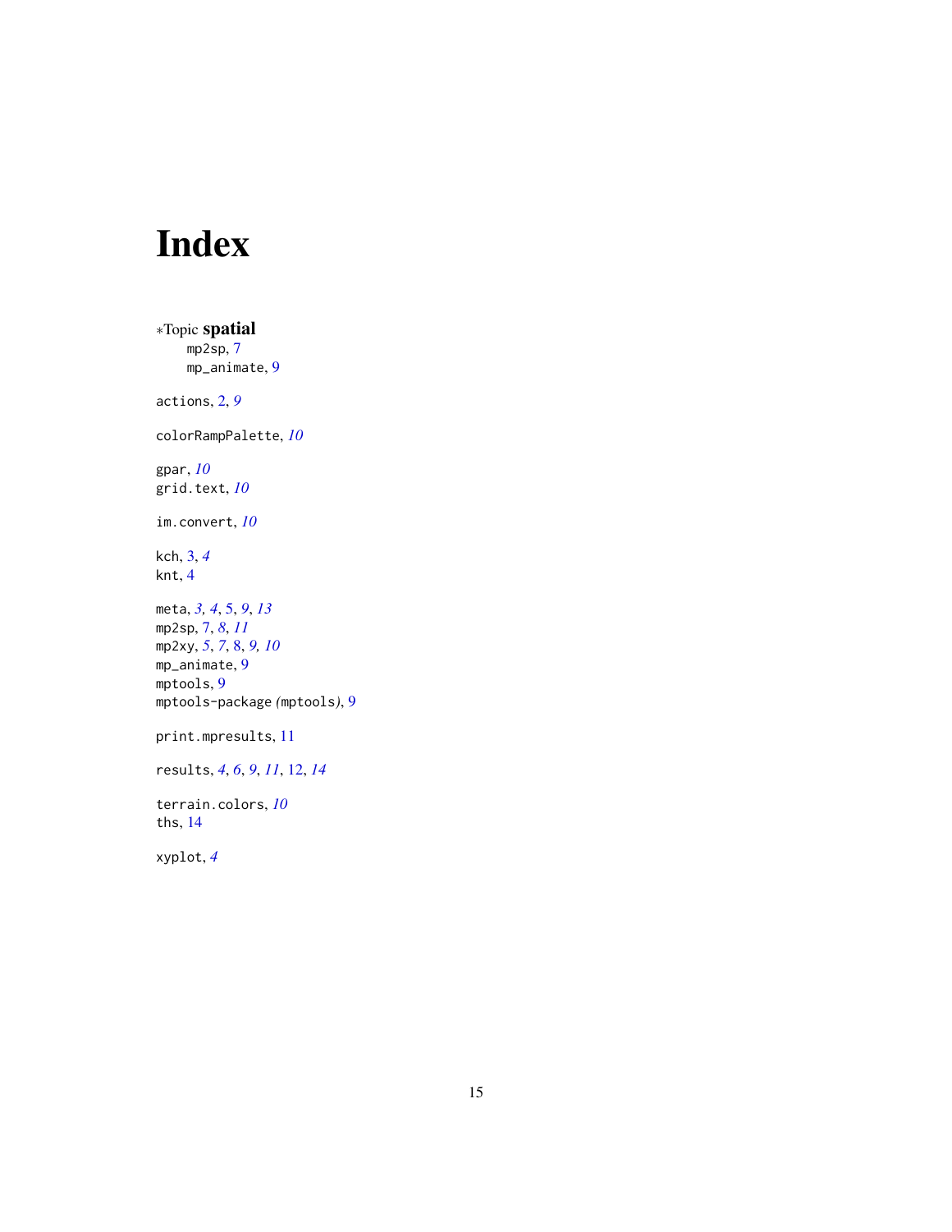# Index

*Topic **spatial**
- mp2sp, 7
- mp_animate, 9

actions, 2, *9*

colorRampPalette, *10*

gpar, *10*
grid.text, *10*

im.convert, *10*

kch, 3, *4*
knt, 4

meta, *3, 4*, 5, *9*, *13*
mp2sp, 7, *8*, *11*
mp2xy, *5*, *7*, 8, *9, 10*
mp_animate, 9
mptools, 9
mptools-package *(*mptools*)*, 9

print.mpresults, 11

results, *4*, *6*, *9*, *11*, 12, *14*

terrain.colors, *10*
ths, 14

xyplot, *4*